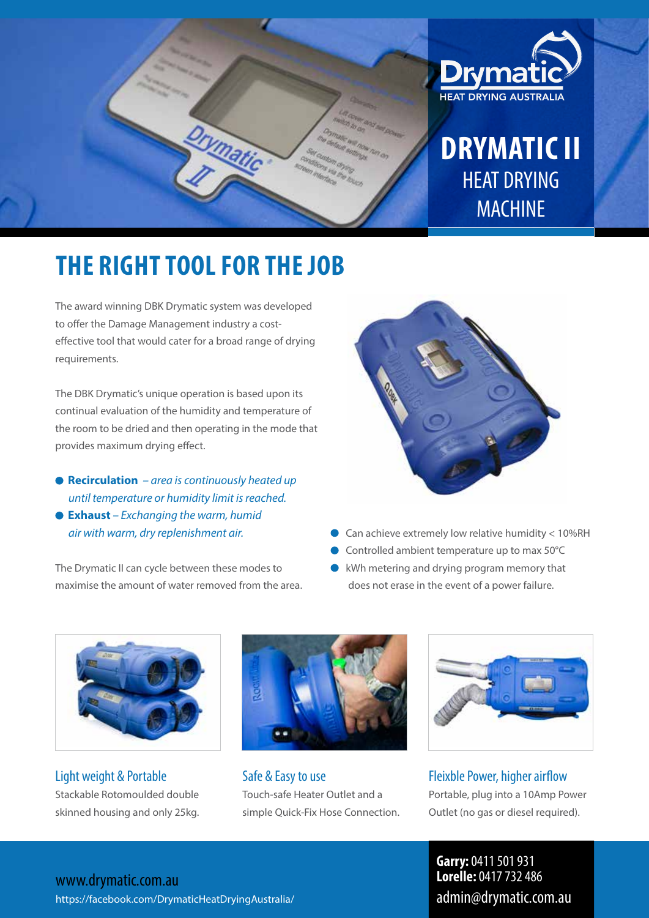Drymatic
HEAT DRYING AUSTRALIA

# DRYMATIC II
## HEAT DRYING MACHINE

## THE RIGHT TOOL FOR THE JOB

The award winning DBK Drymatic system was developed to offer the Damage Management industry a cost-effective tool that would cater for a broad range of drying requirements.

The DBK Drymatic's unique operation is based upon its continual evaluation of the humidity and temperature of the room to be dried and then operating in the mode that provides maximum drying effect.

- **Recirculation** – *area is continuously heated up until temperature or humidity limit is reached.*
- **Exhaust** – *Exchanging the warm, humid air with warm, dry replenishment air.*

The Drymatic II can cycle between these modes to maximise the amount of water removed from the area.

- Can achieve extremely low relative humidity < 10%RH
- Controlled ambient temperature up to max 50°C
- kWh metering and drying program memory that does not erase in the event of a power failure.

### Light weight & Portable

Stackable Rotomoulded double skinned housing and only 25kg.

### Safe & Easy to use

Touch-safe Heater Outlet and a simple Quick-Fix Hose Connection.

### Fleixble Power, higher airflow

Portable, plug into a 10Amp Power Outlet (no gas or diesel required).

www.drymatic.com.au
https://facebook.com/DrymaticHeatDryingAustralia/

**Garry:** 0411 501 931
**Lorelle:** 0417 732 486
admin@drymatic.com.au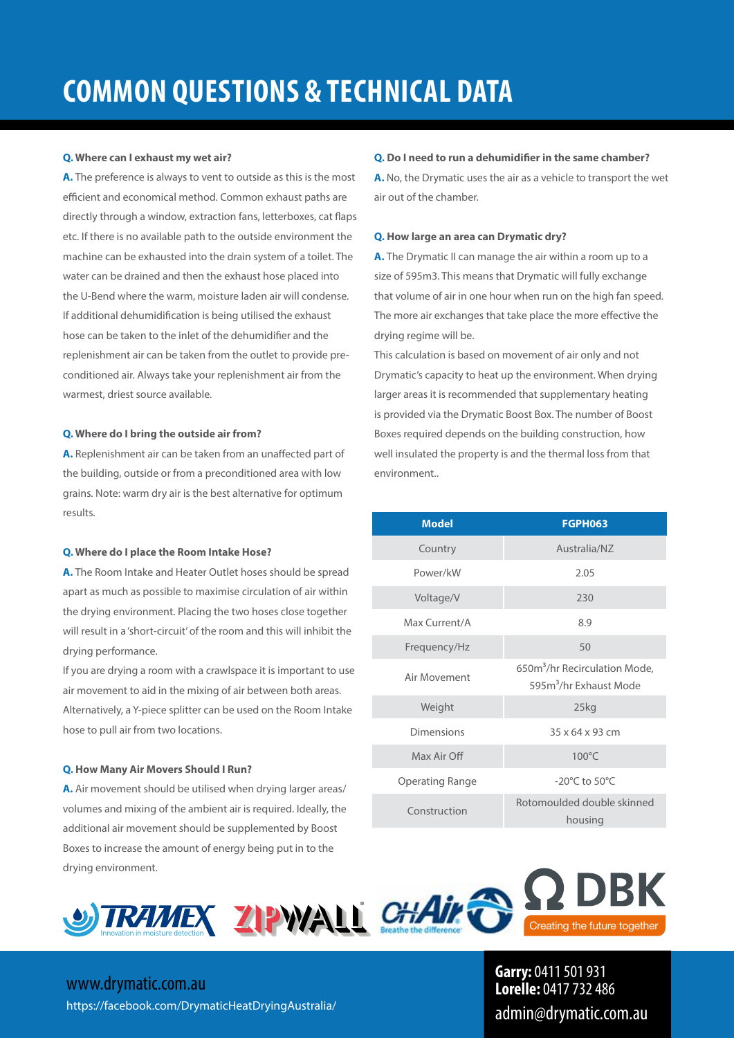# COMMON QUESTIONS & TECHNICAL DATA

**Q. Where can I exhaust my wet air?**

**A.** The preference is always to vent to outside as this is the most efficient and economical method. Common exhaust paths are directly through a window, extraction fans, letterboxes, cat flaps etc. If there is no available path to the outside environment the machine can be exhausted into the drain system of a toilet. The water can be drained and then the exhaust hose placed into the U-Bend where the warm, moisture laden air will condense. If additional dehumidification is being utilised the exhaust hose can be taken to the inlet of the dehumidifier and the replenishment air can be taken from the outlet to provide pre-conditioned air. Always take your replenishment air from the warmest, driest source available.

**Q. Where do I bring the outside air from?**

**A.** Replenishment air can be taken from an unaffected part of the building, outside or from a preconditioned area with low grains. Note: warm dry air is the best alternative for optimum results.

**Q. Where do I place the Room Intake Hose?**

**A.** The Room Intake and Heater Outlet hoses should be spread apart as much as possible to maximise circulation of air within the drying environment. Placing the two hoses close together will result in a 'short-circuit' of the room and this will inhibit the drying performance.

If you are drying a room with a crawlspace it is important to use air movement to aid in the mixing of air between both areas. Alternatively, a Y-piece splitter can be used on the Room Intake hose to pull air from two locations.

**Q. How Many Air Movers Should I Run?**

**A.** Air movement should be utilised when drying larger areas/ volumes and mixing of the ambient air is required. Ideally, the additional air movement should be supplemented by Boost Boxes to increase the amount of energy being put in to the drying environment.

**Q. Do I need to run a dehumidifier in the same chamber?**

**A.** No, the Drymatic uses the air as a vehicle to transport the wet air out of the chamber.

**Q. How large an area can Drymatic dry?**

**A.** The Drymatic II can manage the air within a room up to a size of 595m3. This means that Drymatic will fully exchange that volume of air in one hour when run on the high fan speed. The more air exchanges that take place the more effective the drying regime will be.

This calculation is based on movement of air only and not Drymatic's capacity to heat up the environment. When drying larger areas it is recommended that supplementary heating is provided via the Drymatic Boost Box. The number of Boost Boxes required depends on the building construction, how well insulated the property is and the thermal loss from that environment..

| Model | FGPH063 |
|---|---|
| Country | Australia/NZ |
| Power/kW | 2.05 |
| Voltage/V | 230 |
| Max Current/A | 8.9 |
| Frequency/Hz | 50 |
| Air Movement | 650m$^3$/hr Recirculation Mode, 595m$^3$/hr Exhaust Mode |
| Weight | 25kg |
| Dimensions | 35 x 64 x 93 cm |
| Max Air Off | 100°C |
| Operating Range | -20°C to 50°C |
| Construction | Rotomoulded double skinned housing |

TRAMEX Innovation in moisture detection | ZIPWALL | OzAir Breathe the difference | DBK Creating the future together

www.drymatic.com.au

https://facebook.com/DrymaticHeatDryingAustralia/

**Garry:** 0411 501 931
**Lorelle:** 0417 732 486
admin@drymatic.com.au